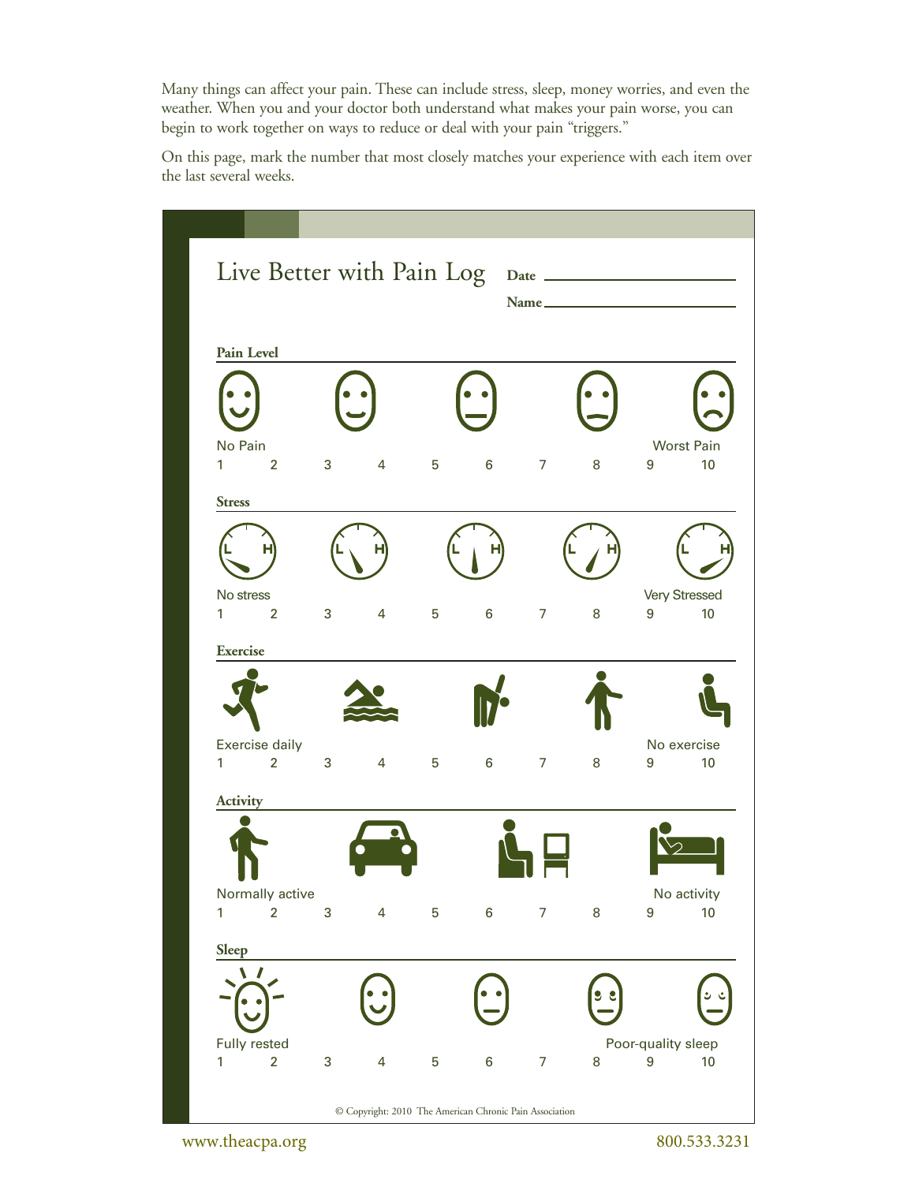Many things can affect your pain. These can include stress, sleep, money worries, and even the weather. When you and your doctor both understand what makes your pain worse, you can begin to work together on ways to reduce or deal with your pain "triggers."

On this page, mark the number that most closely matches your experience with each item over the last several weeks.

# Live Better with Pain Log

**Date** ____________________

**Name** ____________________

### Pain Level

No Pain — Worst Pain

1 2 3 4 5 6 7 8 9 10

### Stress

No stress — Very Stressed

1 2 3 4 5 6 7 8 9 10

### Exercise

Exercise daily — No exercise

1 2 3 4 5 6 7 8 9 10

### Activity

Normally active — No activity

1 2 3 4 5 6 7 8 9 10

### Sleep

Fully rested — Poor-quality sleep

1 2 3 4 5 6 7 8 9 10

© Copyright: 2010 The American Chronic Pain Association

www.theacpa.org 800.533.3231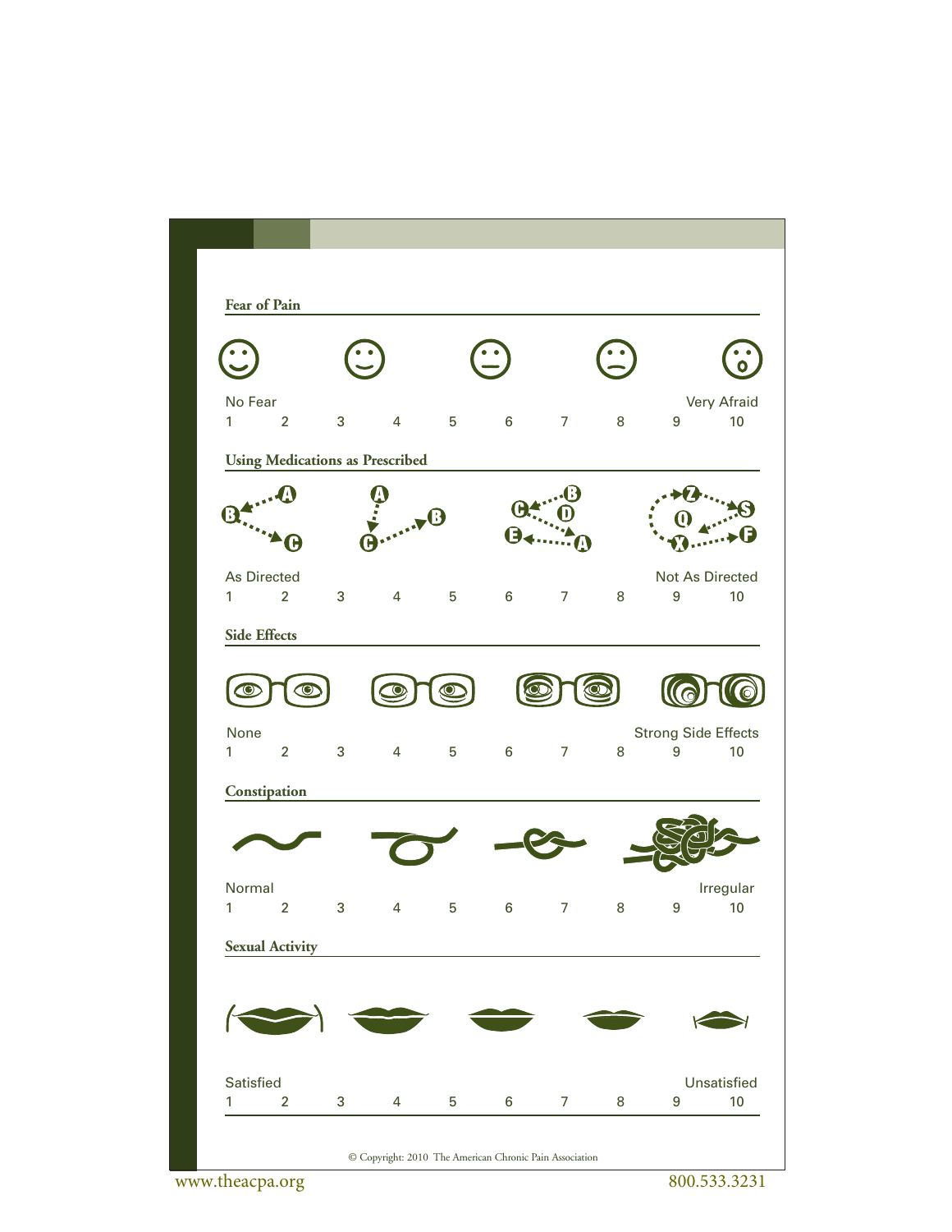### Fear of Pain

No Fear — Very Afraid

1 2 3 4 5 6 7 8 9 10

### Using Medications as Prescribed

As Directed — Not As Directed

1 2 3 4 5 6 7 8 9 10

### Side Effects

None — Strong Side Effects

1 2 3 4 5 6 7 8 9 10

### Constipation

Normal — Irregular

1 2 3 4 5 6 7 8 9 10

### Sexual Activity

Satisfied — Unsatisfied

1 2 3 4 5 6 7 8 9 10

© Copyright: 2010 The American Chronic Pain Association

www.theacpa.org 800.533.3231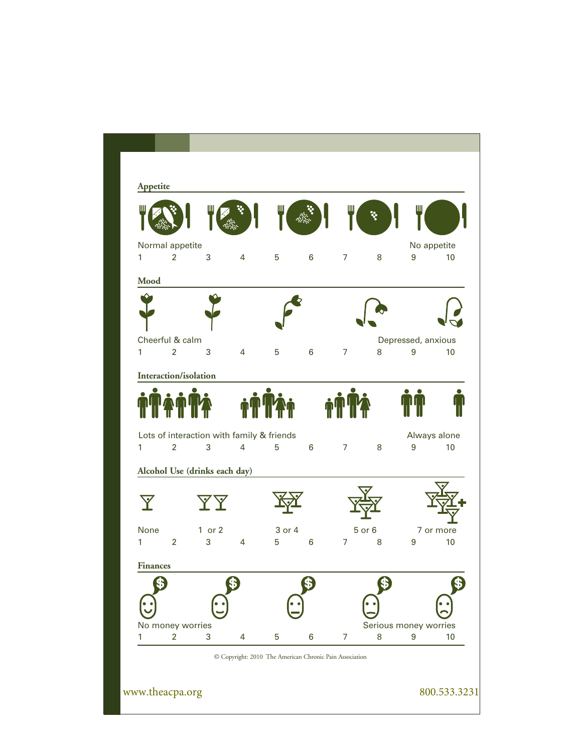## Appetite

Normal appetite

No appetite

1 2 3 4 5 6 7 8 9 10

## Mood

Cheerful & calm

Depressed, anxious

1 2 3 4 5 6 7 8 9 10

## Interaction/isolation

Lots of interaction with family & friends

Always alone

1 2 3 4 5 6 7 8 9 10

## Alcohol Use (drinks each day)

None

1 or 2

3 or 4

5 or 6

7 or more

1 2 3 4 5 6 7 8 9 10

## Finances

No money worries

Serious money worries

1 2 3 4 5 6 7 8 9 10

© Copyright: 2010 The American Chronic Pain Association

www.theacpa.org

800.533.3231